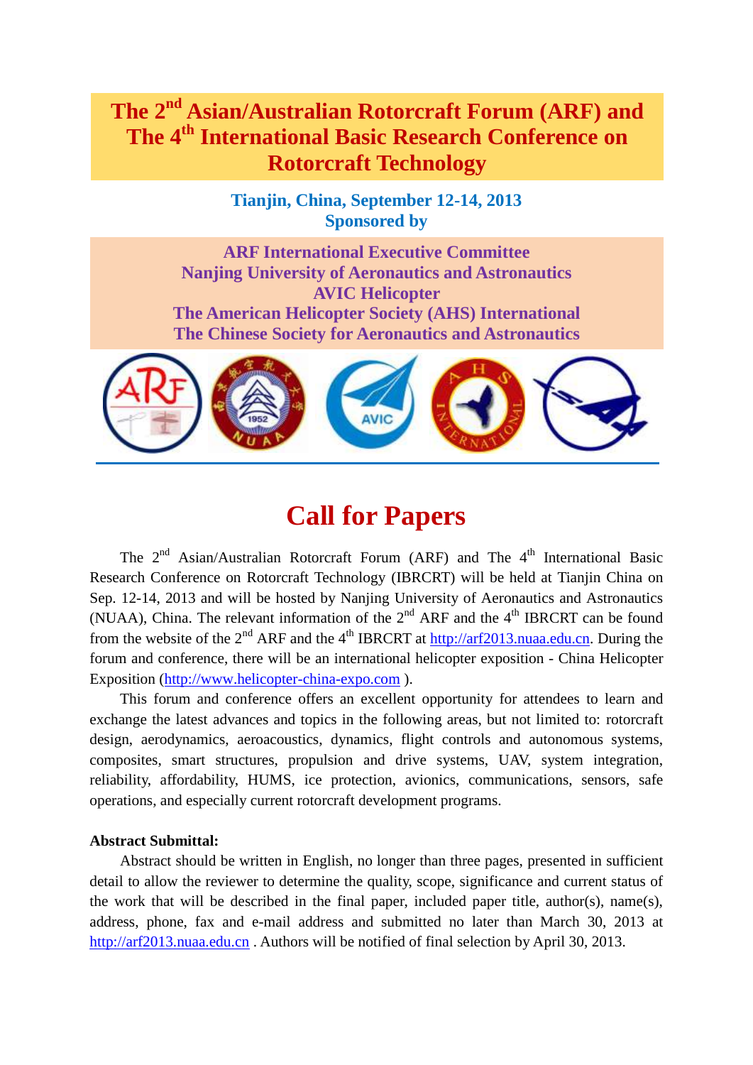# The 2nd Asian/Australian Rotorcraft Forum (ARF) and The 4th International Basic Research Conference on Rotorcraft Technology

**Tianjin, China, September 12-14, 2013**
**Sponsored by**

**ARF International Executive Committee**
**Nanjing University of Aeronautics and Astronautics**
**AVIC Helicopter**
**The American Helicopter Society (AHS) International**
**The Chinese Society for Aeronautics and Astronautics**

## Call for Papers

The 2nd Asian/Australian Rotorcraft Forum (ARF) and The 4th International Basic Research Conference on Rotorcraft Technology (IBRCRT) will be held at Tianjin China on Sep. 12-14, 2013 and will be hosted by Nanjing University of Aeronautics and Astronautics (NUAA), China. The relevant information of the 2nd ARF and the 4th IBRCRT can be found from the website of the 2nd ARF and the 4th IBRCRT at http://arf2013.nuaa.edu.cn. During the forum and conference, there will be an international helicopter exposition - China Helicopter Exposition (http://www.helicopter-china-expo.com ).

This forum and conference offers an excellent opportunity for attendees to learn and exchange the latest advances and topics in the following areas, but not limited to: rotorcraft design, aerodynamics, aeroacoustics, dynamics, flight controls and autonomous systems, composites, smart structures, propulsion and drive systems, UAV, system integration, reliability, affordability, HUMS, ice protection, avionics, communications, sensors, safe operations, and especially current rotorcraft development programs.

**Abstract Submittal:**

Abstract should be written in English, no longer than three pages, presented in sufficient detail to allow the reviewer to determine the quality, scope, significance and current status of the work that will be described in the final paper, included paper title, author(s), name(s), address, phone, fax and e-mail address and submitted no later than March 30, 2013 at http://arf2013.nuaa.edu.cn . Authors will be notified of final selection by April 30, 2013.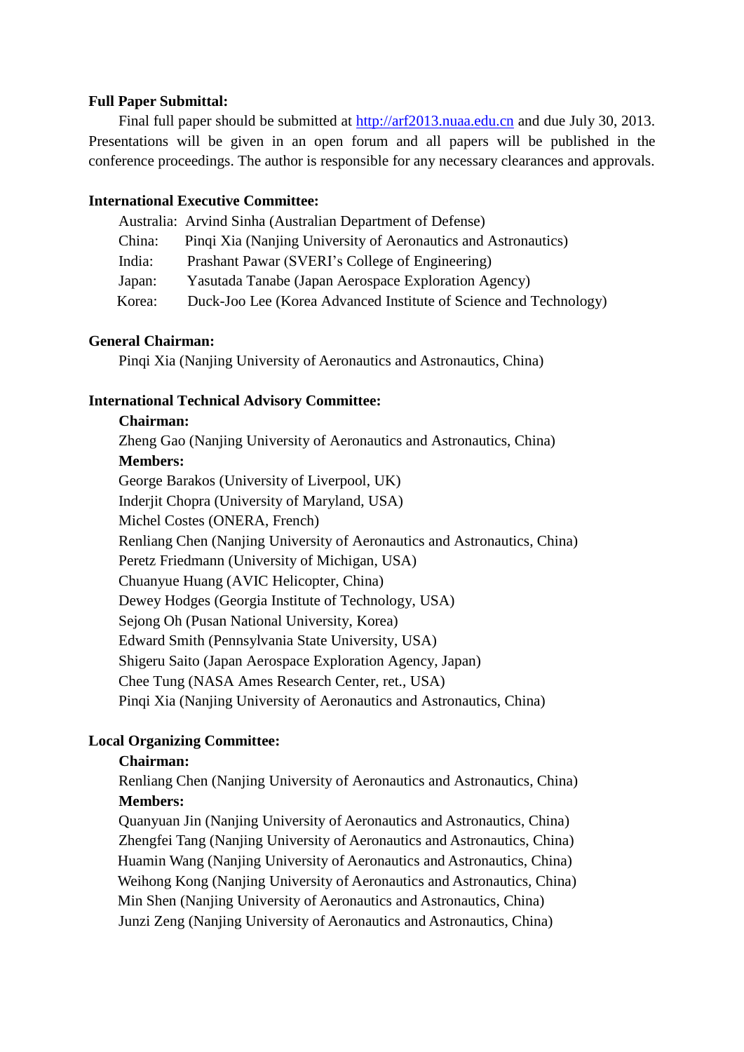**Full Paper Submittal:**

Final full paper should be submitted at http://arf2013.nuaa.edu.cn and due July 30, 2013. Presentations will be given in an open forum and all papers will be published in the conference proceedings. The author is responsible for any necessary clearances and approvals.

**International Executive Committee:**

Australia: Arvind Sinha (Australian Department of Defense)
China: Pinqi Xia (Nanjing University of Aeronautics and Astronautics)
India: Prashant Pawar (SVERI's College of Engineering)
Japan: Yasutada Tanabe (Japan Aerospace Exploration Agency)
Korea: Duck-Joo Lee (Korea Advanced Institute of Science and Technology)

**General Chairman:**

Pinqi Xia (Nanjing University of Aeronautics and Astronautics, China)

**International Technical Advisory Committee:**

**Chairman:**

Zheng Gao (Nanjing University of Aeronautics and Astronautics, China)

**Members:**

George Barakos (University of Liverpool, UK)
Inderjit Chopra (University of Maryland, USA)
Michel Costes (ONERA, French)
Renliang Chen (Nanjing University of Aeronautics and Astronautics, China)
Peretz Friedmann (University of Michigan, USA)
Chuanyue Huang (AVIC Helicopter, China)
Dewey Hodges (Georgia Institute of Technology, USA)
Sejong Oh (Pusan National University, Korea)
Edward Smith (Pennsylvania State University, USA)
Shigeru Saito (Japan Aerospace Exploration Agency, Japan)
Chee Tung (NASA Ames Research Center, ret., USA)
Pinqi Xia (Nanjing University of Aeronautics and Astronautics, China)

**Local Organizing Committee:**

**Chairman:**

Renliang Chen (Nanjing University of Aeronautics and Astronautics, China)

**Members:**

Quanyuan Jin (Nanjing University of Aeronautics and Astronautics, China)
Zhengfei Tang (Nanjing University of Aeronautics and Astronautics, China)
Huamin Wang (Nanjing University of Aeronautics and Astronautics, China)
Weihong Kong (Nanjing University of Aeronautics and Astronautics, China)
Min Shen (Nanjing University of Aeronautics and Astronautics, China)
Junzi Zeng (Nanjing University of Aeronautics and Astronautics, China)